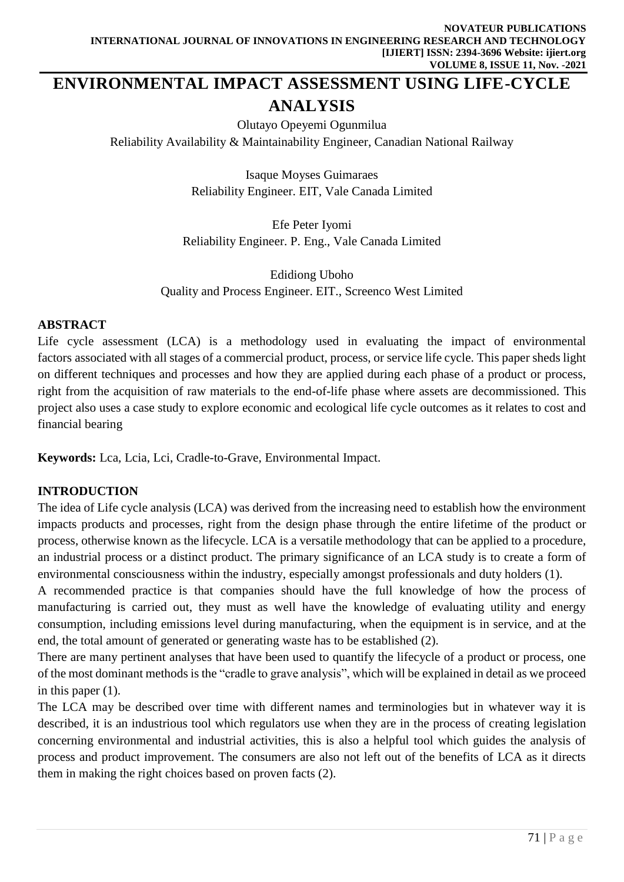# ENVIRONMENTAL IMPACT ASSESSMENT USING LIFE-CYCLE ANALYSIS

Olutayo Opeyemi Ogunmilua
Reliability Availability & Maintainability Engineer, Canadian National Railway

Isaque Moyses Guimaraes
Reliability Engineer. EIT, Vale Canada Limited

Efe Peter Iyomi
Reliability Engineer. P. Eng., Vale Canada Limited

Edidiong Uboho
Quality and Process Engineer. EIT., Screenco West Limited

## ABSTRACT

Life cycle assessment (LCA) is a methodology used in evaluating the impact of environmental factors associated with all stages of a commercial product, process, or service life cycle. This paper sheds light on different techniques and processes and how they are applied during each phase of a product or process, right from the acquisition of raw materials to the end-of-life phase where assets are decommissioned. This project also uses a case study to explore economic and ecological life cycle outcomes as it relates to cost and financial bearing

**Keywords:** Lca, Lcia, Lci, Cradle-to-Grave, Environmental Impact.

## INTRODUCTION

The idea of Life cycle analysis (LCA) was derived from the increasing need to establish how the environment impacts products and processes, right from the design phase through the entire lifetime of the product or process, otherwise known as the lifecycle. LCA is a versatile methodology that can be applied to a procedure, an industrial process or a distinct product. The primary significance of an LCA study is to create a form of environmental consciousness within the industry, especially amongst professionals and duty holders (1).

A recommended practice is that companies should have the full knowledge of how the process of manufacturing is carried out, they must as well have the knowledge of evaluating utility and energy consumption, including emissions level during manufacturing, when the equipment is in service, and at the end, the total amount of generated or generating waste has to be established (2).

There are many pertinent analyses that have been used to quantify the lifecycle of a product or process, one of the most dominant methods is the "cradle to grave analysis", which will be explained in detail as we proceed in this paper (1).

The LCA may be described over time with different names and terminologies but in whatever way it is described, it is an industrious tool which regulators use when they are in the process of creating legislation concerning environmental and industrial activities, this is also a helpful tool which guides the analysis of process and product improvement. The consumers are also not left out of the benefits of LCA as it directs them in making the right choices based on proven facts (2).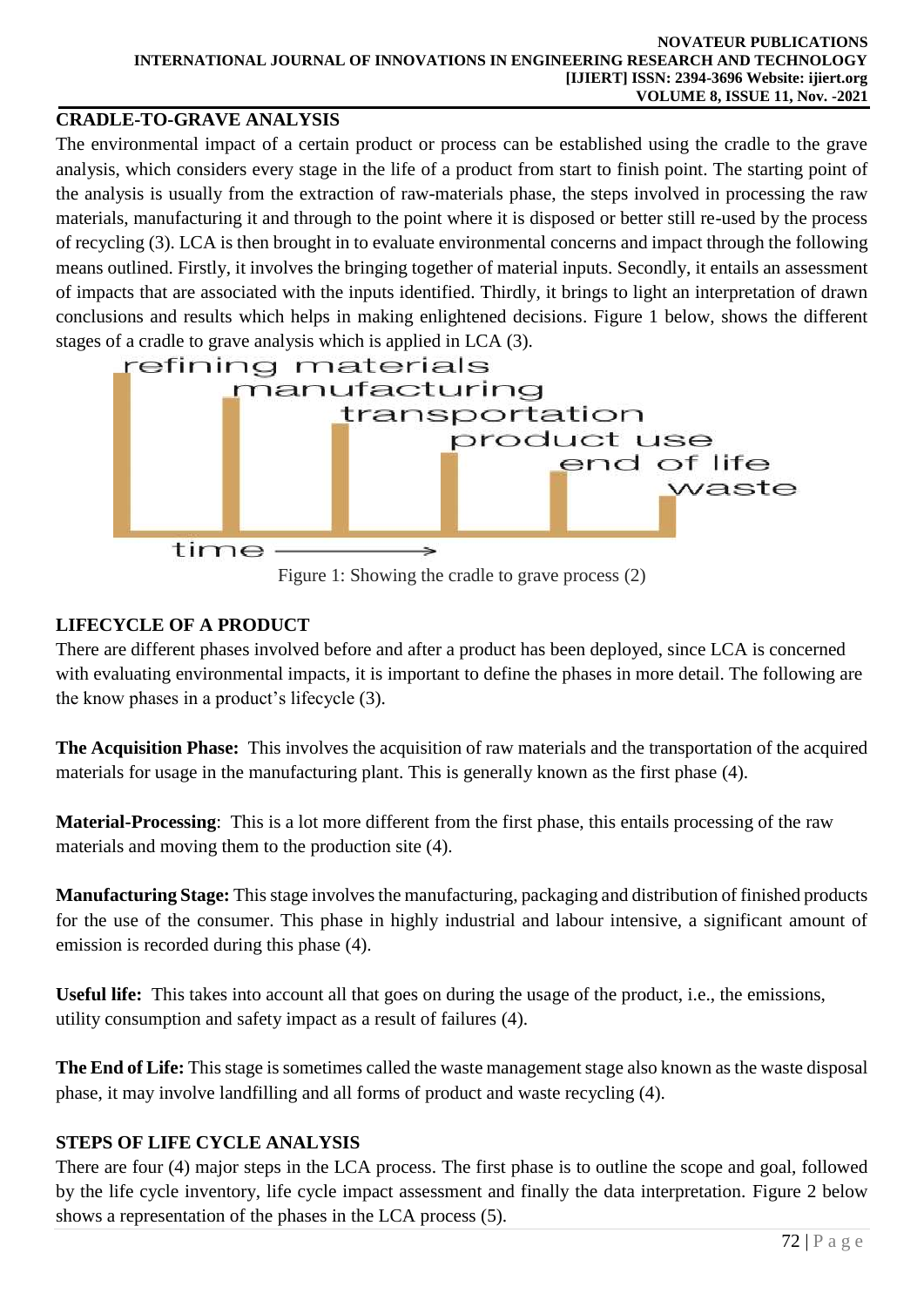## CRADLE-TO-GRAVE ANALYSIS

The environmental impact of a certain product or process can be established using the cradle to the grave analysis, which considers every stage in the life of a product from start to finish point. The starting point of the analysis is usually from the extraction of raw-materials phase, the steps involved in processing the raw materials, manufacturing it and through to the point where it is disposed or better still re-used by the process of recycling (3). LCA is then brought in to evaluate environmental concerns and impact through the following means outlined. Firstly, it involves the bringing together of material inputs. Secondly, it entails an assessment of impacts that are associated with the inputs identified. Thirdly, it brings to light an interpretation of drawn conclusions and results which helps in making enlightened decisions. Figure 1 below, shows the different stages of a cradle to grave analysis which is applied in LCA (3).

refining materials

manufacturing

transportation

product use

end of life

waste

time ⟶

Figure 1: Showing the cradle to grave process (2)

## LIFECYCLE OF A PRODUCT

There are different phases involved before and after a product has been deployed, since LCA is concerned with evaluating environmental impacts, it is important to define the phases in more detail. The following are the know phases in a product's lifecycle (3).

**The Acquisition Phase:** This involves the acquisition of raw materials and the transportation of the acquired materials for usage in the manufacturing plant. This is generally known as the first phase (4).

**Material-Processing**: This is a lot more different from the first phase, this entails processing of the raw materials and moving them to the production site (4).

**Manufacturing Stage:** This stage involves the manufacturing, packaging and distribution of finished products for the use of the consumer. This phase in highly industrial and labour intensive, a significant amount of emission is recorded during this phase (4).

**Useful life:** This takes into account all that goes on during the usage of the product, i.e., the emissions, utility consumption and safety impact as a result of failures (4).

**The End of Life:** This stage is sometimes called the waste management stage also known as the waste disposal phase, it may involve landfilling and all forms of product and waste recycling (4).

## STEPS OF LIFE CYCLE ANALYSIS

There are four (4) major steps in the LCA process. The first phase is to outline the scope and goal, followed by the life cycle inventory, life cycle impact assessment and finally the data interpretation. Figure 2 below shows a representation of the phases in the LCA process (5).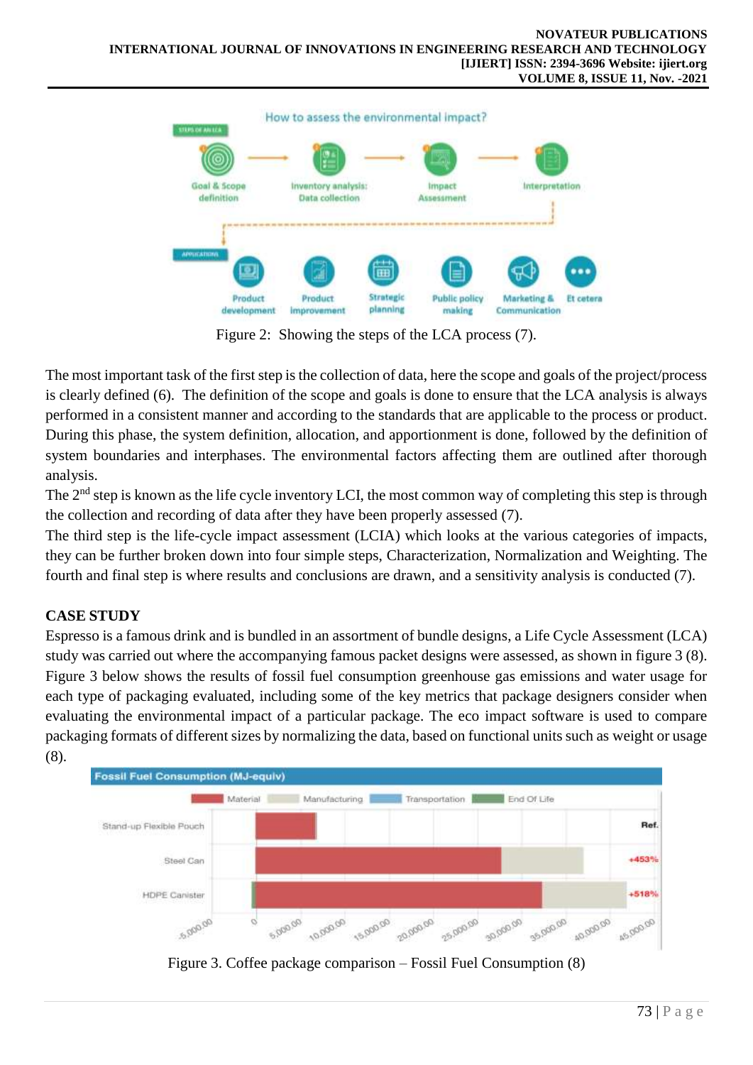Figure 2: Showing the steps of the LCA process (7).

The most important task of the first step is the collection of data, here the scope and goals of the project/process is clearly defined (6). The definition of the scope and goals is done to ensure that the LCA analysis is always performed in a consistent manner and according to the standards that are applicable to the process or product. During this phase, the system definition, allocation, and apportionment is done, followed by the definition of system boundaries and interphases. The environmental factors affecting them are outlined after thorough analysis.

The 2nd step is known as the life cycle inventory LCI, the most common way of completing this step is through the collection and recording of data after they have been properly assessed (7).

The third step is the life-cycle impact assessment (LCIA) which looks at the various categories of impacts, they can be further broken down into four simple steps, Characterization, Normalization and Weighting. The fourth and final step is where results and conclusions are drawn, and a sensitivity analysis is conducted (7).

## CASE STUDY

Espresso is a famous drink and is bundled in an assortment of bundle designs, a Life Cycle Assessment (LCA) study was carried out where the accompanying famous packet designs were assessed, as shown in figure 3 (8). Figure 3 below shows the results of fossil fuel consumption greenhouse gas emissions and water usage for each type of packaging evaluated, including some of the key metrics that package designers consider when evaluating the environmental impact of a particular package. The eco impact software is used to compare packaging formats of different sizes by normalizing the data, based on functional units such as weight or usage (8).

Figure 3. Coffee package comparison – Fossil Fuel Consumption (8)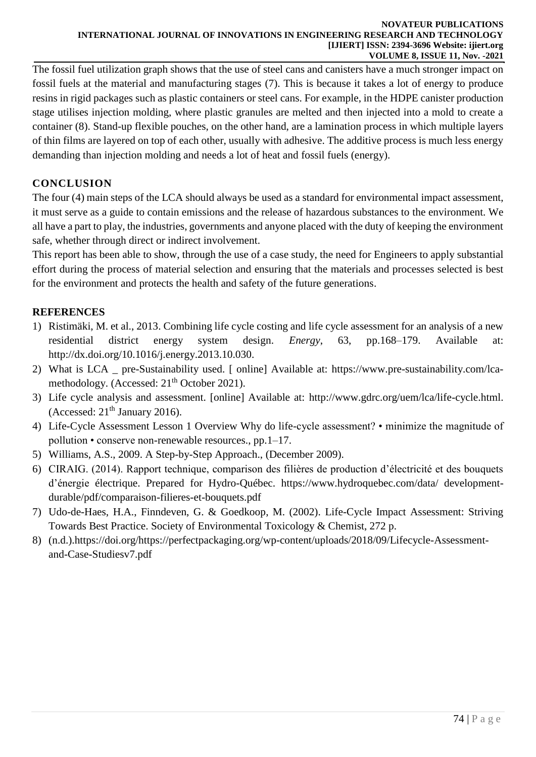The fossil fuel utilization graph shows that the use of steel cans and canisters have a much stronger impact on fossil fuels at the material and manufacturing stages (7). This is because it takes a lot of energy to produce resins in rigid packages such as plastic containers or steel cans. For example, in the HDPE canister production stage utilises injection molding, where plastic granules are melted and then injected into a mold to create a container (8). Stand-up flexible pouches, on the other hand, are a lamination process in which multiple layers of thin films are layered on top of each other, usually with adhesive. The additive process is much less energy demanding than injection molding and needs a lot of heat and fossil fuels (energy).

## CONCLUSION

The four (4) main steps of the LCA should always be used as a standard for environmental impact assessment, it must serve as a guide to contain emissions and the release of hazardous substances to the environment. We all have a part to play, the industries, governments and anyone placed with the duty of keeping the environment safe, whether through direct or indirect involvement.

This report has been able to show, through the use of a case study, the need for Engineers to apply substantial effort during the process of material selection and ensuring that the materials and processes selected is best for the environment and protects the health and safety of the future generations.

## REFERENCES

1) Ristimäki, M. et al., 2013. Combining life cycle costing and life cycle assessment for an analysis of a new residential district energy system design. *Energy*, 63, pp.168–179. Available at: http://dx.doi.org/10.1016/j.energy.2013.10.030.
2) What is LCA _ pre-Sustainability used. [ online] Available at: https://www.pre-sustainability.com/lca-methodology. (Accessed: 21th October 2021).
3) Life cycle analysis and assessment. [online] Available at: http://www.gdrc.org/uem/lca/life-cycle.html. (Accessed: 21th January 2016).
4) Life-Cycle Assessment Lesson 1 Overview Why do life-cycle assessment? • minimize the magnitude of pollution • conserve non-renewable resources., pp.1–17.
5) Williams, A.S., 2009. A Step-by-Step Approach., (December 2009).
6) CIRAIG. (2014). Rapport technique, comparison des filières de production d'électricité et des bouquets d'énergie électrique. Prepared for Hydro-Québec. https://www.hydroquebec.com/data/ development-durable/pdf/comparaison-filieres-et-bouquets.pdf
7) Udo-de-Haes, H.A., Finndeven, G. & Goedkoop, M. (2002). Life-Cycle Impact Assessment: Striving Towards Best Practice. Society of Environmental Toxicology & Chemist, 272 p.
8) (n.d.).https://doi.org/https://perfectpackaging.org/wp-content/uploads/2018/09/Lifecycle-Assessment-and-Case-Studiesv7.pdf